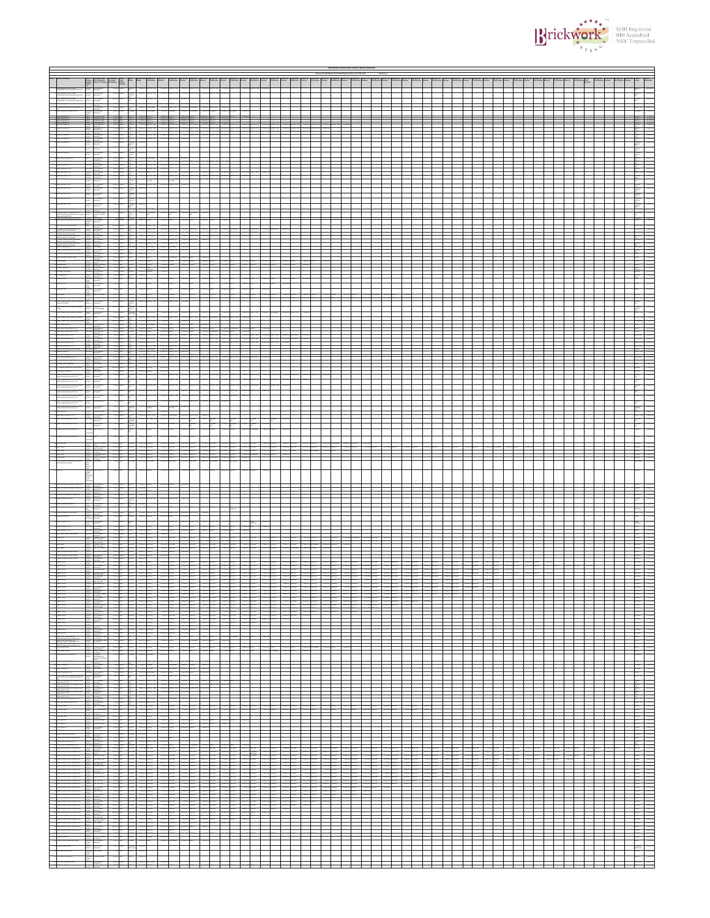

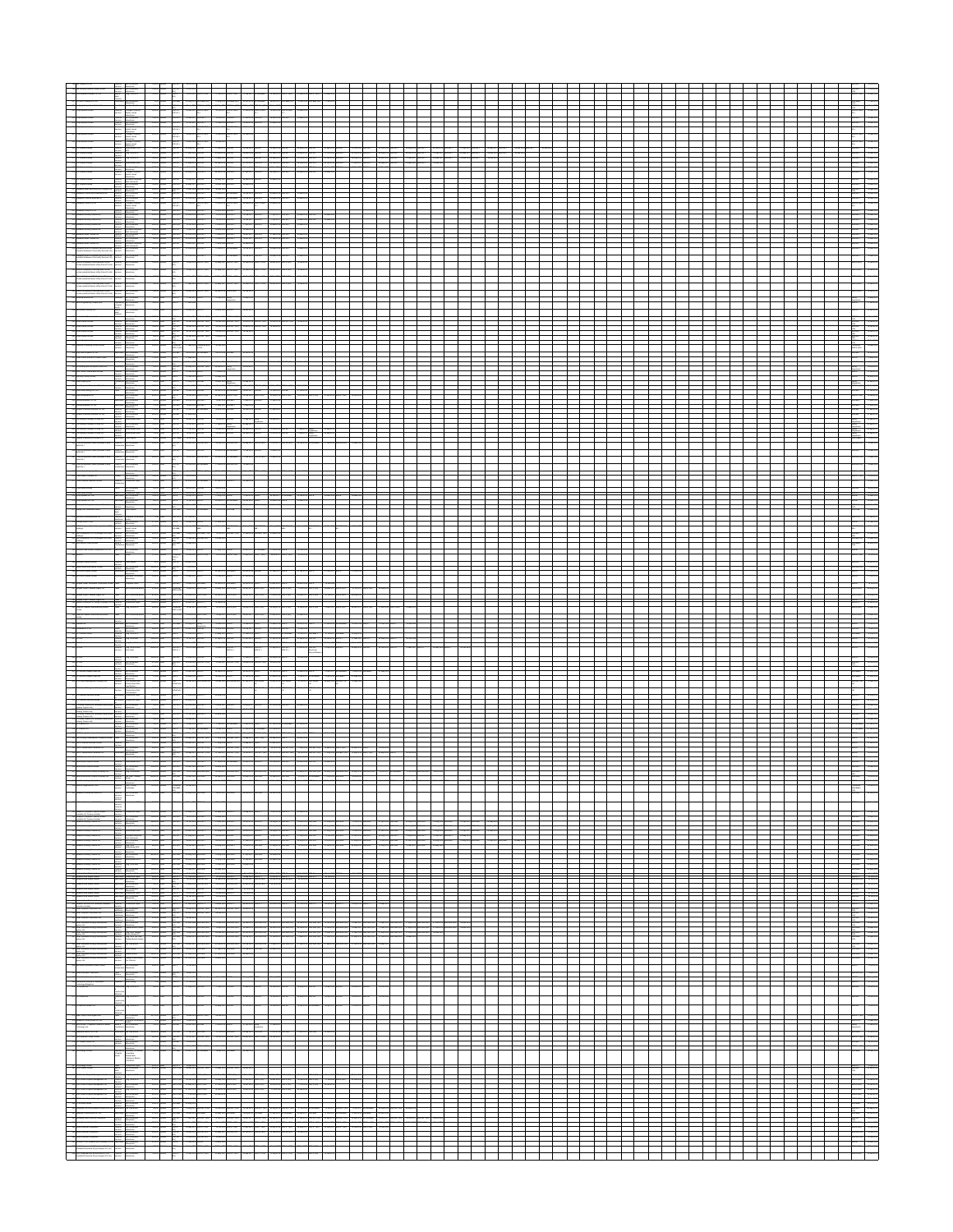|   |                        | 드드                                                                                                                                               | <u>th</u>           |               |               |   |  |  |  |  |  |  |  |  |  |  |  |  |  |  |                                                                                                                                                                                                    |
|---|------------------------|--------------------------------------------------------------------------------------------------------------------------------------------------|---------------------|---------------|---------------|---|--|--|--|--|--|--|--|--|--|--|--|--|--|--|----------------------------------------------------------------------------------------------------------------------------------------------------------------------------------------------------|
|   |                        |                                                                                                                                                  |                     |               |               |   |  |  |  |  |  |  |  |  |  |  |  |  |  |  |                                                                                                                                                                                                    |
|   | Ξŧ                     |                                                                                                                                                  | $ \frac{1}{2}$      |               |               |   |  |  |  |  |  |  |  |  |  |  |  |  |  |  |                                                                                                                                                                                                    |
|   | li l                   |                                                                                                                                                  |                     |               |               |   |  |  |  |  |  |  |  |  |  |  |  |  |  |  |                                                                                                                                                                                                    |
|   | Ш                      |                                                                                                                                                  |                     |               |               |   |  |  |  |  |  |  |  |  |  |  |  |  |  |  |                                                                                                                                                                                                    |
|   |                        |                                                                                                                                                  |                     |               |               |   |  |  |  |  |  |  |  |  |  |  |  |  |  |  |                                                                                                                                                                                                    |
|   |                        |                                                                                                                                                  |                     |               |               |   |  |  |  |  |  |  |  |  |  |  |  |  |  |  |                                                                                                                                                                                                    |
|   | mn                     |                                                                                                                                                  | $rac{1}{2}$         |               |               |   |  |  |  |  |  |  |  |  |  |  |  |  |  |  |                                                                                                                                                                                                    |
|   |                        |                                                                                                                                                  |                     |               |               |   |  |  |  |  |  |  |  |  |  |  |  |  |  |  |                                                                                                                                                                                                    |
|   | ۳ŧ                     |                                                                                                                                                  | $\frac{1}{2}$       |               |               |   |  |  |  |  |  |  |  |  |  |  |  |  |  |  |                                                                                                                                                                                                    |
|   |                        |                                                                                                                                                  |                     |               |               |   |  |  |  |  |  |  |  |  |  |  |  |  |  |  |                                                                                                                                                                                                    |
|   |                        |                                                                                                                                                  |                     |               |               |   |  |  |  |  |  |  |  |  |  |  |  |  |  |  |                                                                                                                                                                                                    |
|   | E                      |                                                                                                                                                  |                     |               |               |   |  |  |  |  |  |  |  |  |  |  |  |  |  |  |                                                                                                                                                                                                    |
|   |                        |                                                                                                                                                  | - 1                 |               |               |   |  |  |  |  |  |  |  |  |  |  |  |  |  |  |                                                                                                                                                                                                    |
|   | $=$ $=$                |                                                                                                                                                  | ŦF                  |               |               |   |  |  |  |  |  |  |  |  |  |  |  |  |  |  |                                                                                                                                                                                                    |
|   |                        |                                                                                                                                                  | Ŧ                   |               |               |   |  |  |  |  |  |  |  |  |  |  |  |  |  |  |                                                                                                                                                                                                    |
|   |                        |                                                                                                                                                  |                     |               |               |   |  |  |  |  |  |  |  |  |  |  |  |  |  |  |                                                                                                                                                                                                    |
|   |                        |                                                                                                                                                  |                     | == = =        |               |   |  |  |  |  |  |  |  |  |  |  |  |  |  |  |                                                                                                                                                                                                    |
|   | ≕                      | $\overline{\phantom{a}}$                                                                                                                         |                     |               |               |   |  |  |  |  |  |  |  |  |  |  |  |  |  |  |                                                                                                                                                                                                    |
|   |                        |                                                                                                                                                  |                     | 事相事           |               |   |  |  |  |  |  |  |  |  |  |  |  |  |  |  |                                                                                                                                                                                                    |
|   |                        |                                                                                                                                                  |                     |               |               |   |  |  |  |  |  |  |  |  |  |  |  |  |  |  |                                                                                                                                                                                                    |
|   | $\frac{1}{2}$          |                                                                                                                                                  | an <b>Stational</b> |               |               |   |  |  |  |  |  |  |  |  |  |  |  |  |  |  |                                                                                                                                                                                                    |
|   |                        |                                                                                                                                                  |                     |               |               |   |  |  |  |  |  |  |  |  |  |  |  |  |  |  |                                                                                                                                                                                                    |
|   |                        |                                                                                                                                                  |                     |               |               |   |  |  |  |  |  |  |  |  |  |  |  |  |  |  |                                                                                                                                                                                                    |
|   |                        |                                                                                                                                                  |                     |               |               |   |  |  |  |  |  |  |  |  |  |  |  |  |  |  |                                                                                                                                                                                                    |
|   |                        |                                                                                                                                                  | = 6                 |               |               |   |  |  |  |  |  |  |  |  |  |  |  |  |  |  |                                                                                                                                                                                                    |
|   |                        |                                                                                                                                                  |                     | $\frac{1}{2}$ |               |   |  |  |  |  |  |  |  |  |  |  |  |  |  |  |                                                                                                                                                                                                    |
|   |                        |                                                                                                                                                  |                     |               |               |   |  |  |  |  |  |  |  |  |  |  |  |  |  |  |                                                                                                                                                                                                    |
|   |                        |                                                                                                                                                  |                     |               |               |   |  |  |  |  |  |  |  |  |  |  |  |  |  |  |                                                                                                                                                                                                    |
|   |                        |                                                                                                                                                  |                     |               |               |   |  |  |  |  |  |  |  |  |  |  |  |  |  |  |                                                                                                                                                                                                    |
|   |                        | -                                                                                                                                                |                     |               |               |   |  |  |  |  |  |  |  |  |  |  |  |  |  |  |                                                                                                                                                                                                    |
|   |                        |                                                                                                                                                  | $\frac{1}{2}$       |               |               |   |  |  |  |  |  |  |  |  |  |  |  |  |  |  |                                                                                                                                                                                                    |
|   |                        |                                                                                                                                                  |                     |               |               |   |  |  |  |  |  |  |  |  |  |  |  |  |  |  |                                                                                                                                                                                                    |
|   |                        |                                                                                                                                                  |                     |               |               |   |  |  |  |  |  |  |  |  |  |  |  |  |  |  |                                                                                                                                                                                                    |
|   |                        |                                                                                                                                                  | 55 S                |               |               |   |  |  |  |  |  |  |  |  |  |  |  |  |  |  |                                                                                                                                                                                                    |
|   |                        |                                                                                                                                                  |                     |               |               |   |  |  |  |  |  |  |  |  |  |  |  |  |  |  |                                                                                                                                                                                                    |
|   |                        |                                                                                                                                                  | $\equiv$            |               |               |   |  |  |  |  |  |  |  |  |  |  |  |  |  |  |                                                                                                                                                                                                    |
|   |                        |                                                                                                                                                  |                     |               |               |   |  |  |  |  |  |  |  |  |  |  |  |  |  |  |                                                                                                                                                                                                    |
|   |                        |                                                                                                                                                  | - 150               |               |               |   |  |  |  |  |  |  |  |  |  |  |  |  |  |  |                                                                                                                                                                                                    |
|   |                        |                                                                                                                                                  |                     |               |               |   |  |  |  |  |  |  |  |  |  |  |  |  |  |  |                                                                                                                                                                                                    |
|   |                        |                                                                                                                                                  |                     |               |               |   |  |  |  |  |  |  |  |  |  |  |  |  |  |  |                                                                                                                                                                                                    |
|   |                        |                                                                                                                                                  | FFI                 |               |               |   |  |  |  |  |  |  |  |  |  |  |  |  |  |  |                                                                                                                                                                                                    |
|   |                        |                                                                                                                                                  |                     |               |               |   |  |  |  |  |  |  |  |  |  |  |  |  |  |  |                                                                                                                                                                                                    |
|   |                        |                                                                                                                                                  | extra della         |               |               |   |  |  |  |  |  |  |  |  |  |  |  |  |  |  |                                                                                                                                                                                                    |
|   |                        |                                                                                                                                                  |                     |               |               |   |  |  |  |  |  |  |  |  |  |  |  |  |  |  |                                                                                                                                                                                                    |
|   |                        |                                                                                                                                                  |                     |               |               |   |  |  |  |  |  |  |  |  |  |  |  |  |  |  |                                                                                                                                                                                                    |
|   |                        |                                                                                                                                                  |                     |               |               |   |  |  |  |  |  |  |  |  |  |  |  |  |  |  |                                                                                                                                                                                                    |
|   |                        |                                                                                                                                                  | mar.                |               |               |   |  |  |  |  |  |  |  |  |  |  |  |  |  |  |                                                                                                                                                                                                    |
|   |                        |                                                                                                                                                  |                     |               |               |   |  |  |  |  |  |  |  |  |  |  |  |  |  |  |                                                                                                                                                                                                    |
|   |                        |                                                                                                                                                  |                     |               |               |   |  |  |  |  |  |  |  |  |  |  |  |  |  |  |                                                                                                                                                                                                    |
|   | l                      |                                                                                                                                                  | $\pm \Xi$           |               |               |   |  |  |  |  |  |  |  |  |  |  |  |  |  |  |                                                                                                                                                                                                    |
|   |                        |                                                                                                                                                  |                     |               |               |   |  |  |  |  |  |  |  |  |  |  |  |  |  |  |                                                                                                                                                                                                    |
|   |                        |                                                                                                                                                  |                     |               |               |   |  |  |  |  |  |  |  |  |  |  |  |  |  |  |                                                                                                                                                                                                    |
|   |                        |                                                                                                                                                  |                     |               |               |   |  |  |  |  |  |  |  |  |  |  |  |  |  |  |                                                                                                                                                                                                    |
|   |                        |                                                                                                                                                  |                     |               |               |   |  |  |  |  |  |  |  |  |  |  |  |  |  |  |                                                                                                                                                                                                    |
|   |                        |                                                                                                                                                  | .<br>.              |               |               |   |  |  |  |  |  |  |  |  |  |  |  |  |  |  |                                                                                                                                                                                                    |
|   |                        |                                                                                                                                                  |                     |               |               |   |  |  |  |  |  |  |  |  |  |  |  |  |  |  |                                                                                                                                                                                                    |
|   |                        |                                                                                                                                                  |                     |               |               |   |  |  |  |  |  |  |  |  |  |  |  |  |  |  |                                                                                                                                                                                                    |
|   |                        |                                                                                                                                                  |                     |               |               |   |  |  |  |  |  |  |  |  |  |  |  |  |  |  |                                                                                                                                                                                                    |
|   | E<br>E                 |                                                                                                                                                  |                     |               |               |   |  |  |  |  |  |  |  |  |  |  |  |  |  |  |                                                                                                                                                                                                    |
|   |                        |                                                                                                                                                  |                     |               |               |   |  |  |  |  |  |  |  |  |  |  |  |  |  |  |                                                                                                                                                                                                    |
|   | ΞE                     |                                                                                                                                                  |                     |               |               |   |  |  |  |  |  |  |  |  |  |  |  |  |  |  | $\equiv$                                                                                                                                                                                           |
|   | <b>Science</b>         |                                                                                                                                                  |                     |               |               |   |  |  |  |  |  |  |  |  |  |  |  |  |  |  |                                                                                                                                                                                                    |
|   |                        | torial companies<br>Companies companies<br>Companies companies<br>Companies companies<br>Companies companies<br>Companies companies<br>Companies | j.                  |               |               |   |  |  |  |  |  |  |  |  |  |  |  |  |  |  |                                                                                                                                                                                                    |
|   | H                      |                                                                                                                                                  | ┳<br>┮              |               |               |   |  |  |  |  |  |  |  |  |  |  |  |  |  |  |                                                                                                                                                                                                    |
|   |                        |                                                                                                                                                  | ┮                   |               |               |   |  |  |  |  |  |  |  |  |  |  |  |  |  |  |                                                                                                                                                                                                    |
|   |                        | <b>Safety School Sprint</b>                                                                                                                      |                     | HE.           |               |   |  |  |  |  |  |  |  |  |  |  |  |  |  |  |                                                                                                                                                                                                    |
|   |                        |                                                                                                                                                  |                     |               |               |   |  |  |  |  |  |  |  |  |  |  |  |  |  |  |                                                                                                                                                                                                    |
|   |                        | ÷                                                                                                                                                |                     |               |               |   |  |  |  |  |  |  |  |  |  |  |  |  |  |  |                                                                                                                                                                                                    |
|   |                        |                                                                                                                                                  |                     |               |               |   |  |  |  |  |  |  |  |  |  |  |  |  |  |  |                                                                                                                                                                                                    |
|   | ili.                   |                                                                                                                                                  |                     |               |               |   |  |  |  |  |  |  |  |  |  |  |  |  |  |  |                                                                                                                                                                                                    |
| ÷ | ΞF                     |                                                                                                                                                  |                     |               |               |   |  |  |  |  |  |  |  |  |  |  |  |  |  |  |                                                                                                                                                                                                    |
|   | 타                      |                                                                                                                                                  |                     | --            |               |   |  |  |  |  |  |  |  |  |  |  |  |  |  |  |                                                                                                                                                                                                    |
| ٦ |                        |                                                                                                                                                  |                     |               |               |   |  |  |  |  |  |  |  |  |  |  |  |  |  |  | 1991 – 1991 – 1991 – 1991 – 1991 – 1991 – 1991 – 1991 – 1991 – 1991 – 1991 – 1991<br>1991 – 1991 – 1991 – 1991 – 1991 – 1991 – 1991 – 1991 – 1991 – 1991 – 1991 – 1991 – 1991 – 1991 – 1991 – 1991 |
| ┇ |                        |                                                                                                                                                  |                     |               |               |   |  |  |  |  |  |  |  |  |  |  |  |  |  |  |                                                                                                                                                                                                    |
|   | <b>The Corporation</b> | <b>Lennis</b>                                                                                                                                    |                     |               |               |   |  |  |  |  |  |  |  |  |  |  |  |  |  |  |                                                                                                                                                                                                    |
|   |                        |                                                                                                                                                  |                     |               |               |   |  |  |  |  |  |  |  |  |  |  |  |  |  |  | .<br>                                                                                                                                                                                              |
|   |                        |                                                                                                                                                  |                     |               |               |   |  |  |  |  |  |  |  |  |  |  |  |  |  |  |                                                                                                                                                                                                    |
|   |                        | <b>The Second Second</b>                                                                                                                         | IT                  |               |               | j |  |  |  |  |  |  |  |  |  |  |  |  |  |  |                                                                                                                                                                                                    |
|   |                        |                                                                                                                                                  | E                   |               |               |   |  |  |  |  |  |  |  |  |  |  |  |  |  |  |                                                                                                                                                                                                    |
|   | Щ                      | Ē                                                                                                                                                |                     |               |               |   |  |  |  |  |  |  |  |  |  |  |  |  |  |  |                                                                                                                                                                                                    |
|   |                        | ļ                                                                                                                                                |                     |               |               |   |  |  |  |  |  |  |  |  |  |  |  |  |  |  |                                                                                                                                                                                                    |
|   |                        | in a film                                                                                                                                        |                     |               |               |   |  |  |  |  |  |  |  |  |  |  |  |  |  |  | <b>THURSDAY</b>                                                                                                                                                                                    |
|   |                        |                                                                                                                                                  |                     |               |               |   |  |  |  |  |  |  |  |  |  |  |  |  |  |  |                                                                                                                                                                                                    |
|   |                        |                                                                                                                                                  |                     |               |               |   |  |  |  |  |  |  |  |  |  |  |  |  |  |  |                                                                                                                                                                                                    |
|   |                        | <b>TANK MARINE</b><br>Malaysia <b>Marine</b><br>Malaysia an <sup>t</sup> erdent                                                                  |                     |               |               |   |  |  |  |  |  |  |  |  |  |  |  |  |  |  |                                                                                                                                                                                                    |
|   | =                      |                                                                                                                                                  |                     |               |               |   |  |  |  |  |  |  |  |  |  |  |  |  |  |  |                                                                                                                                                                                                    |
|   | ≣                      |                                                                                                                                                  |                     | =======       |               |   |  |  |  |  |  |  |  |  |  |  |  |  |  |  |                                                                                                                                                                                                    |
|   |                        |                                                                                                                                                  |                     |               | $\frac{1}{2}$ |   |  |  |  |  |  |  |  |  |  |  |  |  |  |  |                                                                                                                                                                                                    |
|   |                        |                                                                                                                                                  | $\frac{1}{2}$       |               |               |   |  |  |  |  |  |  |  |  |  |  |  |  |  |  |                                                                                                                                                                                                    |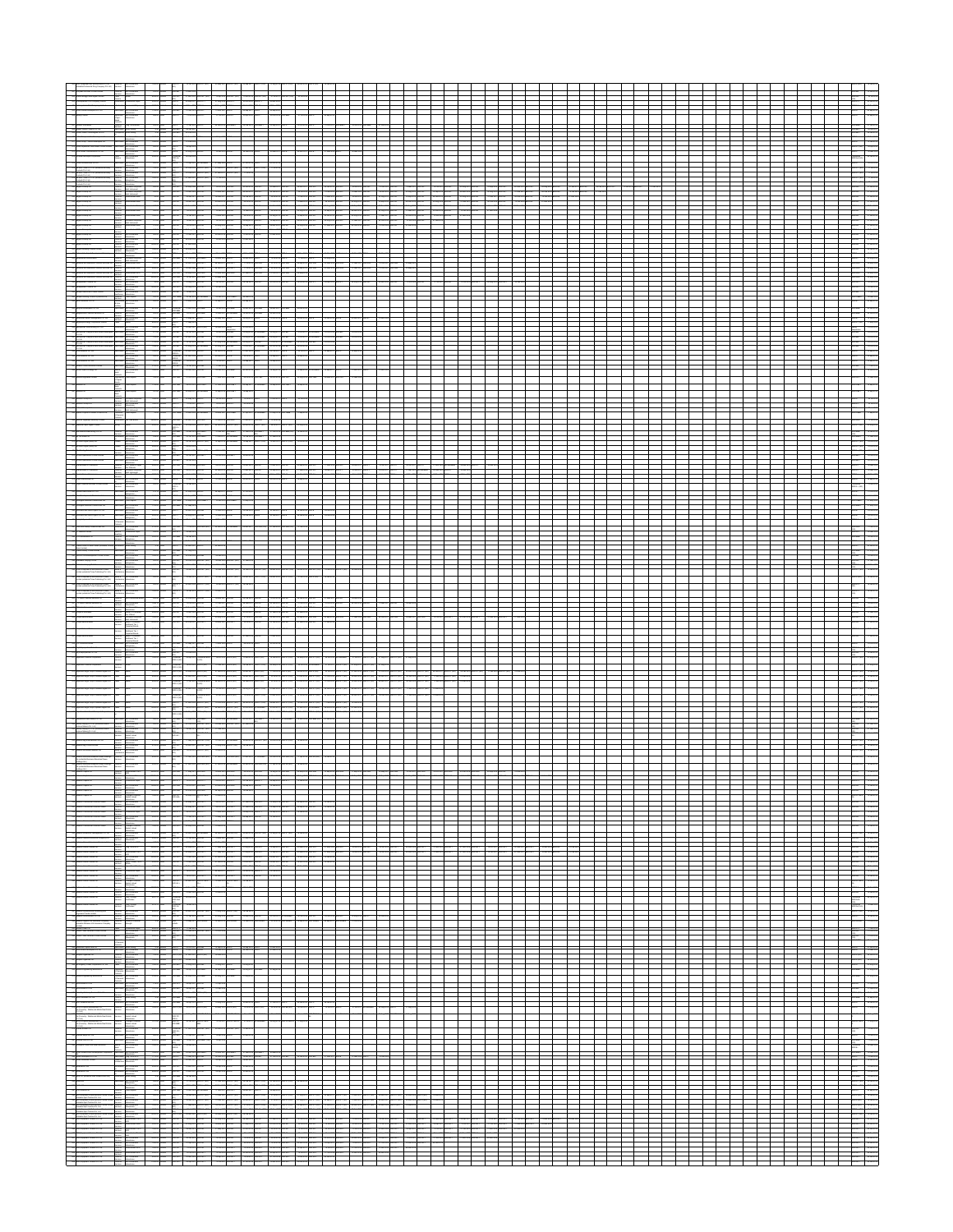|                                                                                                                                                                                                                                 | ī.                  | <b>Colorado</b>                                                                   | $\equiv$      |                         |                       |                  |             |                          |   |      |  |  |  |  |                |  |                |  |  |                |  |                                                                                                                                                                                                                                                                                                           |
|---------------------------------------------------------------------------------------------------------------------------------------------------------------------------------------------------------------------------------|---------------------|-----------------------------------------------------------------------------------|---------------|-------------------------|-----------------------|------------------|-------------|--------------------------|---|------|--|--|--|--|----------------|--|----------------|--|--|----------------|--|-----------------------------------------------------------------------------------------------------------------------------------------------------------------------------------------------------------------------------------------------------------------------------------------------------------|
|                                                                                                                                                                                                                                 |                     |                                                                                   |               |                         |                       |                  |             |                          |   |      |  |  |  |  |                |  |                |  |  |                |  |                                                                                                                                                                                                                                                                                                           |
|                                                                                                                                                                                                                                 |                     |                                                                                   |               |                         |                       |                  |             |                          |   |      |  |  |  |  |                |  |                |  |  |                |  |                                                                                                                                                                                                                                                                                                           |
|                                                                                                                                                                                                                                 |                     |                                                                                   |               |                         |                       |                  |             |                          |   |      |  |  |  |  |                |  |                |  |  |                |  |                                                                                                                                                                                                                                                                                                           |
|                                                                                                                                                                                                                                 |                     |                                                                                   |               |                         |                       |                  |             |                          |   |      |  |  |  |  |                |  |                |  |  |                |  |                                                                                                                                                                                                                                                                                                           |
|                                                                                                                                                                                                                                 |                     |                                                                                   |               |                         |                       |                  |             |                          |   |      |  |  |  |  |                |  |                |  |  |                |  |                                                                                                                                                                                                                                                                                                           |
|                                                                                                                                                                                                                                 | Ш                   |                                                                                   |               |                         |                       |                  |             |                          |   |      |  |  |  |  |                |  |                |  |  |                |  |                                                                                                                                                                                                                                                                                                           |
|                                                                                                                                                                                                                                 |                     |                                                                                   |               |                         |                       |                  |             |                          |   |      |  |  |  |  |                |  |                |  |  |                |  |                                                                                                                                                                                                                                                                                                           |
|                                                                                                                                                                                                                                 |                     |                                                                                   |               |                         |                       |                  |             |                          |   |      |  |  |  |  |                |  |                |  |  |                |  |                                                                                                                                                                                                                                                                                                           |
|                                                                                                                                                                                                                                 |                     |                                                                                   |               |                         |                       |                  |             |                          |   |      |  |  |  |  |                |  |                |  |  |                |  |                                                                                                                                                                                                                                                                                                           |
|                                                                                                                                                                                                                                 |                     |                                                                                   |               |                         |                       |                  |             |                          |   |      |  |  |  |  |                |  |                |  |  |                |  |                                                                                                                                                                                                                                                                                                           |
|                                                                                                                                                                                                                                 |                     |                                                                                   |               |                         |                       |                  |             |                          |   |      |  |  |  |  |                |  |                |  |  |                |  |                                                                                                                                                                                                                                                                                                           |
|                                                                                                                                                                                                                                 |                     |                                                                                   |               |                         |                       |                  |             |                          |   |      |  |  |  |  |                |  |                |  |  |                |  |                                                                                                                                                                                                                                                                                                           |
|                                                                                                                                                                                                                                 |                     |                                                                                   |               |                         |                       |                  |             |                          |   |      |  |  |  |  |                |  |                |  |  |                |  |                                                                                                                                                                                                                                                                                                           |
|                                                                                                                                                                                                                                 |                     |                                                                                   |               |                         |                       |                  |             |                          |   |      |  |  |  |  |                |  |                |  |  |                |  |                                                                                                                                                                                                                                                                                                           |
|                                                                                                                                                                                                                                 |                     |                                                                                   |               |                         |                       |                  |             |                          |   |      |  |  |  |  |                |  |                |  |  |                |  |                                                                                                                                                                                                                                                                                                           |
|                                                                                                                                                                                                                                 |                     |                                                                                   |               |                         |                       |                  |             |                          |   |      |  |  |  |  |                |  |                |  |  |                |  |                                                                                                                                                                                                                                                                                                           |
|                                                                                                                                                                                                                                 |                     |                                                                                   |               |                         |                       |                  |             |                          |   |      |  |  |  |  |                |  |                |  |  |                |  |                                                                                                                                                                                                                                                                                                           |
|                                                                                                                                                                                                                                 |                     |                                                                                   |               |                         |                       |                  |             |                          |   |      |  |  |  |  |                |  |                |  |  |                |  |                                                                                                                                                                                                                                                                                                           |
|                                                                                                                                                                                                                                 |                     |                                                                                   |               |                         |                       |                  |             |                          |   |      |  |  |  |  |                |  |                |  |  |                |  |                                                                                                                                                                                                                                                                                                           |
|                                                                                                                                                                                                                                 |                     |                                                                                   |               |                         |                       |                  |             |                          |   |      |  |  |  |  |                |  |                |  |  |                |  |                                                                                                                                                                                                                                                                                                           |
|                                                                                                                                                                                                                                 |                     |                                                                                   |               |                         |                       |                  |             |                          |   |      |  |  |  |  |                |  |                |  |  |                |  |                                                                                                                                                                                                                                                                                                           |
|                                                                                                                                                                                                                                 |                     |                                                                                   |               |                         |                       |                  |             |                          |   |      |  |  |  |  |                |  |                |  |  |                |  |                                                                                                                                                                                                                                                                                                           |
|                                                                                                                                                                                                                                 |                     |                                                                                   |               |                         |                       |                  |             |                          |   |      |  |  |  |  |                |  |                |  |  |                |  |                                                                                                                                                                                                                                                                                                           |
|                                                                                                                                                                                                                                 |                     |                                                                                   |               |                         |                       |                  |             |                          |   |      |  |  |  |  |                |  |                |  |  |                |  |                                                                                                                                                                                                                                                                                                           |
|                                                                                                                                                                                                                                 |                     |                                                                                   |               |                         |                       |                  |             |                          |   |      |  |  |  |  |                |  |                |  |  |                |  |                                                                                                                                                                                                                                                                                                           |
|                                                                                                                                                                                                                                 |                     |                                                                                   |               |                         |                       |                  |             |                          |   |      |  |  |  |  |                |  |                |  |  |                |  |                                                                                                                                                                                                                                                                                                           |
|                                                                                                                                                                                                                                 |                     |                                                                                   |               |                         |                       |                  |             |                          |   |      |  |  |  |  |                |  |                |  |  |                |  |                                                                                                                                                                                                                                                                                                           |
|                                                                                                                                                                                                                                 |                     |                                                                                   |               |                         |                       |                  |             |                          |   |      |  |  |  |  |                |  |                |  |  |                |  |                                                                                                                                                                                                                                                                                                           |
|                                                                                                                                                                                                                                 |                     |                                                                                   |               |                         |                       |                  |             |                          |   |      |  |  |  |  |                |  |                |  |  |                |  |                                                                                                                                                                                                                                                                                                           |
|                                                                                                                                                                                                                                 |                     |                                                                                   |               |                         |                       |                  |             |                          |   |      |  |  |  |  |                |  |                |  |  |                |  |                                                                                                                                                                                                                                                                                                           |
|                                                                                                                                                                                                                                 |                     |                                                                                   |               |                         |                       |                  |             |                          |   |      |  |  |  |  |                |  |                |  |  |                |  |                                                                                                                                                                                                                                                                                                           |
|                                                                                                                                                                                                                                 |                     |                                                                                   |               |                         |                       |                  |             |                          |   |      |  |  |  |  |                |  |                |  |  |                |  |                                                                                                                                                                                                                                                                                                           |
|                                                                                                                                                                                                                                 |                     |                                                                                   |               |                         |                       |                  |             |                          |   |      |  |  |  |  |                |  |                |  |  |                |  |                                                                                                                                                                                                                                                                                                           |
|                                                                                                                                                                                                                                 |                     |                                                                                   |               |                         |                       |                  |             |                          |   |      |  |  |  |  |                |  |                |  |  |                |  |                                                                                                                                                                                                                                                                                                           |
|                                                                                                                                                                                                                                 |                     |                                                                                   |               |                         |                       |                  |             |                          |   |      |  |  |  |  |                |  |                |  |  |                |  |                                                                                                                                                                                                                                                                                                           |
|                                                                                                                                                                                                                                 |                     |                                                                                   |               |                         |                       |                  |             |                          |   |      |  |  |  |  |                |  |                |  |  |                |  |                                                                                                                                                                                                                                                                                                           |
|                                                                                                                                                                                                                                 |                     | an anns                                                                           |               |                         |                       |                  |             |                          |   |      |  |  |  |  |                |  |                |  |  |                |  |                                                                                                                                                                                                                                                                                                           |
|                                                                                                                                                                                                                                 | <b>TATAR MARINE</b> |                                                                                   |               |                         |                       |                  |             |                          |   |      |  |  |  |  |                |  |                |  |  |                |  |                                                                                                                                                                                                                                                                                                           |
|                                                                                                                                                                                                                                 |                     |                                                                                   |               |                         |                       |                  |             |                          |   |      |  |  |  |  |                |  |                |  |  |                |  |                                                                                                                                                                                                                                                                                                           |
|                                                                                                                                                                                                                                 |                     |                                                                                   |               |                         |                       |                  |             |                          |   |      |  |  |  |  |                |  |                |  |  |                |  |                                                                                                                                                                                                                                                                                                           |
|                                                                                                                                                                                                                                 |                     |                                                                                   |               |                         |                       |                  |             |                          |   |      |  |  |  |  |                |  |                |  |  |                |  |                                                                                                                                                                                                                                                                                                           |
|                                                                                                                                                                                                                                 | Ξ                   |                                                                                   |               |                         |                       |                  |             |                          |   |      |  |  |  |  |                |  |                |  |  |                |  |                                                                                                                                                                                                                                                                                                           |
|                                                                                                                                                                                                                                 | $=$ :               |                                                                                   |               |                         |                       |                  |             |                          |   |      |  |  |  |  |                |  |                |  |  |                |  |                                                                                                                                                                                                                                                                                                           |
|                                                                                                                                                                                                                                 |                     |                                                                                   |               |                         |                       |                  |             |                          |   |      |  |  |  |  |                |  |                |  |  |                |  |                                                                                                                                                                                                                                                                                                           |
|                                                                                                                                                                                                                                 |                     |                                                                                   |               |                         |                       |                  |             |                          |   |      |  |  |  |  |                |  |                |  |  |                |  |                                                                                                                                                                                                                                                                                                           |
|                                                                                                                                                                                                                                 |                     |                                                                                   |               |                         |                       |                  |             |                          |   |      |  |  |  |  |                |  |                |  |  |                |  |                                                                                                                                                                                                                                                                                                           |
|                                                                                                                                                                                                                                 |                     |                                                                                   |               |                         |                       |                  |             |                          |   |      |  |  |  |  |                |  |                |  |  |                |  |                                                                                                                                                                                                                                                                                                           |
|                                                                                                                                                                                                                                 |                     |                                                                                   |               |                         |                       |                  |             |                          |   |      |  |  |  |  |                |  |                |  |  |                |  |                                                                                                                                                                                                                                                                                                           |
|                                                                                                                                                                                                                                 |                     |                                                                                   |               |                         |                       |                  |             |                          |   |      |  |  |  |  |                |  |                |  |  |                |  |                                                                                                                                                                                                                                                                                                           |
|                                                                                                                                                                                                                                 |                     |                                                                                   |               |                         |                       |                  |             |                          |   |      |  |  |  |  |                |  |                |  |  |                |  |                                                                                                                                                                                                                                                                                                           |
|                                                                                                                                                                                                                                 |                     |                                                                                   |               |                         |                       |                  |             |                          |   |      |  |  |  |  |                |  |                |  |  |                |  |                                                                                                                                                                                                                                                                                                           |
|                                                                                                                                                                                                                                 |                     |                                                                                   |               |                         |                       |                  |             |                          |   |      |  |  |  |  |                |  |                |  |  |                |  |                                                                                                                                                                                                                                                                                                           |
|                                                                                                                                                                                                                                 |                     |                                                                                   |               |                         |                       |                  |             |                          |   |      |  |  |  |  |                |  |                |  |  |                |  |                                                                                                                                                                                                                                                                                                           |
|                                                                                                                                                                                                                                 |                     |                                                                                   |               |                         |                       |                  |             |                          |   |      |  |  |  |  |                |  |                |  |  |                |  |                                                                                                                                                                                                                                                                                                           |
|                                                                                                                                                                                                                                 |                     |                                                                                   |               |                         |                       |                  |             |                          |   |      |  |  |  |  |                |  |                |  |  |                |  |                                                                                                                                                                                                                                                                                                           |
|                                                                                                                                                                                                                                 |                     |                                                                                   |               |                         |                       |                  |             |                          |   |      |  |  |  |  |                |  |                |  |  |                |  |                                                                                                                                                                                                                                                                                                           |
|                                                                                                                                                                                                                                 |                     |                                                                                   |               |                         |                       |                  |             |                          |   |      |  |  |  |  |                |  |                |  |  |                |  |                                                                                                                                                                                                                                                                                                           |
|                                                                                                                                                                                                                                 |                     |                                                                                   |               | an an                   |                       |                  |             |                          |   |      |  |  |  |  |                |  |                |  |  |                |  |                                                                                                                                                                                                                                                                                                           |
|                                                                                                                                                                                                                                 |                     |                                                                                   |               |                         |                       |                  |             |                          |   |      |  |  |  |  |                |  |                |  |  |                |  |                                                                                                                                                                                                                                                                                                           |
|                                                                                                                                                                                                                                 |                     |                                                                                   |               |                         |                       |                  |             |                          |   |      |  |  |  |  |                |  |                |  |  |                |  |                                                                                                                                                                                                                                                                                                           |
|                                                                                                                                                                                                                                 |                     | E                                                                                 | 韠             |                         |                       |                  |             |                          |   |      |  |  |  |  |                |  |                |  |  |                |  |                                                                                                                                                                                                                                                                                                           |
|                                                                                                                                                                                                                                 |                     |                                                                                   |               |                         |                       |                  |             |                          |   |      |  |  |  |  |                |  |                |  |  |                |  |                                                                                                                                                                                                                                                                                                           |
|                                                                                                                                                                                                                                 |                     | i<br>Tanzania                                                                     |               |                         |                       |                  |             |                          |   |      |  |  |  |  |                |  |                |  |  |                |  |                                                                                                                                                                                                                                                                                                           |
|                                                                                                                                                                                                                                 |                     |                                                                                   |               |                         |                       |                  |             |                          |   |      |  |  |  |  |                |  |                |  |  |                |  |                                                                                                                                                                                                                                                                                                           |
|                                                                                                                                                                                                                                 |                     |                                                                                   |               |                         |                       |                  |             |                          |   |      |  |  |  |  |                |  |                |  |  |                |  |                                                                                                                                                                                                                                                                                                           |
|                                                                                                                                                                                                                                 |                     | e contained and                                                                   |               |                         |                       |                  |             |                          |   |      |  |  |  |  |                |  |                |  |  |                |  |                                                                                                                                                                                                                                                                                                           |
|                                                                                                                                                                                                                                 |                     | <u>s s</u>                                                                        |               |                         |                       |                  |             |                          |   |      |  |  |  |  |                |  |                |  |  |                |  |                                                                                                                                                                                                                                                                                                           |
|                                                                                                                                                                                                                                 |                     | EET                                                                               |               |                         |                       |                  |             |                          |   |      |  |  |  |  |                |  |                |  |  |                |  | L<br>El<br>┱                                                                                                                                                                                                                                                                                              |
|                                                                                                                                                                                                                                 |                     |                                                                                   |               |                         |                       |                  |             |                          |   |      |  |  |  |  |                |  |                |  |  |                |  |                                                                                                                                                                                                                                                                                                           |
|                                                                                                                                                                                                                                 |                     | E                                                                                 | $\frac{1}{2}$ | <b>The State State</b>  | M. (90) 11 ST AND AND |                  |             |                          |   |      |  |  |  |  |                |  |                |  |  |                |  | $\overline{\phantom{a}}$                                                                                                                                                                                                                                                                                  |
|                                                                                                                                                                                                                                 |                     | $\frac{1}{2}$                                                                     |               |                         |                       |                  |             |                          |   |      |  |  |  |  |                |  |                |  |  |                |  | EE                                                                                                                                                                                                                                                                                                        |
|                                                                                                                                                                                                                                 |                     |                                                                                   |               |                         |                       |                  |             |                          |   |      |  |  |  |  |                |  |                |  |  |                |  |                                                                                                                                                                                                                                                                                                           |
|                                                                                                                                                                                                                                 |                     | E                                                                                 |               | Ë                       |                       |                  |             |                          |   |      |  |  |  |  |                |  |                |  |  |                |  |                                                                                                                                                                                                                                                                                                           |
|                                                                                                                                                                                                                                 | i                   | i<br>Times                                                                        |               | F                       |                       |                  |             |                          |   |      |  |  |  |  |                |  |                |  |  |                |  |                                                                                                                                                                                                                                                                                                           |
|                                                                                                                                                                                                                                 |                     |                                                                                   |               | $\overline{\mathbb{F}}$ |                       |                  |             |                          |   |      |  |  |  |  |                |  |                |  |  |                |  |                                                                                                                                                                                                                                                                                                           |
|                                                                                                                                                                                                                                 |                     |                                                                                   |               |                         |                       |                  |             |                          |   |      |  |  |  |  |                |  |                |  |  |                |  |                                                                                                                                                                                                                                                                                                           |
|                                                                                                                                                                                                                                 |                     |                                                                                   |               |                         |                       |                  |             |                          |   |      |  |  |  |  |                |  |                |  |  |                |  |                                                                                                                                                                                                                                                                                                           |
|                                                                                                                                                                                                                                 |                     |                                                                                   |               |                         |                       |                  |             |                          |   |      |  |  |  |  |                |  |                |  |  |                |  | $n$ and see                                                                                                                                                                                                                                                                                               |
|                                                                                                                                                                                                                                 |                     |                                                                                   |               | $\frac{1}{n}$           |                       |                  |             |                          |   |      |  |  |  |  |                |  |                |  |  |                |  | a wan                                                                                                                                                                                                                                                                                                     |
|                                                                                                                                                                                                                                 |                     |                                                                                   | =             |                         |                       |                  |             |                          |   |      |  |  |  |  |                |  |                |  |  |                |  |                                                                                                                                                                                                                                                                                                           |
|                                                                                                                                                                                                                                 |                     | a an dun coman<br>1980<br>1980<br>1980 - An dun coman<br>1980 - An dun coman<br>- | ≒             | Total C                 |                       |                  |             |                          |   |      |  |  |  |  |                |  |                |  |  |                |  | E                                                                                                                                                                                                                                                                                                         |
|                                                                                                                                                                                                                                 |                     |                                                                                   |               |                         |                       |                  |             |                          |   |      |  |  |  |  |                |  |                |  |  |                |  | -                                                                                                                                                                                                                                                                                                         |
|                                                                                                                                                                                                                                 |                     |                                                                                   |               |                         |                       |                  |             |                          |   |      |  |  |  |  |                |  |                |  |  |                |  |                                                                                                                                                                                                                                                                                                           |
|                                                                                                                                                                                                                                 |                     | $\frac{1}{2}$                                                                     |               |                         |                       |                  |             |                          |   |      |  |  |  |  |                |  |                |  |  |                |  |                                                                                                                                                                                                                                                                                                           |
|                                                                                                                                                                                                                                 |                     |                                                                                   |               |                         |                       |                  |             |                          |   |      |  |  |  |  |                |  |                |  |  |                |  |                                                                                                                                                                                                                                                                                                           |
|                                                                                                                                                                                                                                 |                     | EE                                                                                |               |                         | $-$                   | an announce<br>┭ | All charges |                          |   |      |  |  |  |  |                |  |                |  |  |                |  |                                                                                                                                                                                                                                                                                                           |
|                                                                                                                                                                                                                                 |                     |                                                                                   |               |                         |                       | ┱                |             |                          |   |      |  |  |  |  |                |  |                |  |  |                |  |                                                                                                                                                                                                                                                                                                           |
| $\begin{array}{c} \begin{array}{c} \begin{array}{c} \begin{array}{c} \end{array} \\ \begin{array}{c} \end{array} \\ \begin{array}{c} \end{array} \end{array} \end{array} \end{array}$<br>j.<br>$\overline{a}$<br>$\overline{a}$ |                     | e e                                                                               |               |                         |                       |                  |             |                          |   |      |  |  |  |  |                |  |                |  |  |                |  |                                                                                                                                                                                                                                                                                                           |
|                                                                                                                                                                                                                                 |                     |                                                                                   |               |                         |                       |                  |             |                          |   |      |  |  |  |  |                |  |                |  |  |                |  |                                                                                                                                                                                                                                                                                                           |
|                                                                                                                                                                                                                                 |                     |                                                                                   |               |                         |                       |                  |             | $\overline{\phantom{a}}$ | = | 32 E |  |  |  |  | <u> Liston</u> |  | <u> Tarihi</u> |  |  | <u>e de la</u> |  | $\frac{1}{2}$ , $\frac{1}{2}$ , $\frac{1}{2}$ , $\frac{1}{2}$ , $\frac{1}{2}$ , $\frac{1}{2}$ , $\frac{1}{2}$ , $\frac{1}{2}$ , $\frac{1}{2}$ , $\frac{1}{2}$ , $\frac{1}{2}$ , $\frac{1}{2}$ , $\frac{1}{2}$ , $\frac{1}{2}$ , $\frac{1}{2}$ , $\frac{1}{2}$ , $\frac{1}{2}$ , $\frac{1}{2}$ , $\frac{1$ |